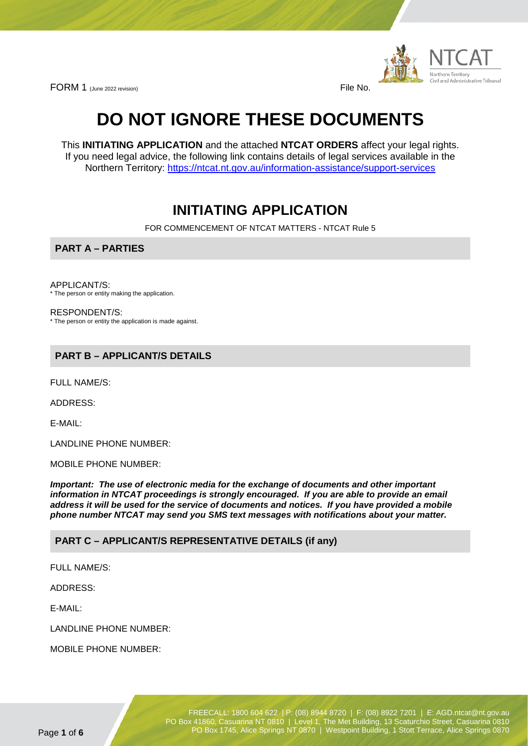FORM 1 (June 2022 revision)

File No.

# DO NOT IGNORE THESE DOCUMENTS

This **INITIATING APPLICATION** and the attached **NTCAT ORDERS** affect your legal rights. If you need legal advice, the following link contains details of legal services available in the Northern Territory: https://ntcat.nt.gov.au/information-assistance/support-services

# INITIATING APPLICATION

FOR COMMENCEMENT OF NTCAT MATTERS - NTCAT Rule 5

## PART A – PARTIES

APPLICANT/S:
* The person or entity making the application.

RESPONDENT/S:
* The person or entity the application is made against.

## PART B – APPLICANT/S DETAILS

FULL NAME/S:

ADDRESS:

E-MAIL:

LANDLINE PHONE NUMBER:

MOBILE PHONE NUMBER:

***Important: The use of electronic media for the exchange of documents and other important information in NTCAT proceedings is strongly encouraged. If you are able to provide an email address it will be used for the service of documents and notices. If you have provided a mobile phone number NTCAT may send you SMS text messages with notifications about your matter.***

## PART C – APPLICANT/S REPRESENTATIVE DETAILS (if any)

FULL NAME/S:

ADDRESS:

E-MAIL:

LANDLINE PHONE NUMBER:

MOBILE PHONE NUMBER:

FREECALL: 1800 604 622 | P: (08) 8944 8720 | F: (08) 8922 7201 | E: AGD.ntcat@nt.gov.au
PO Box 41860, Casuarina NT 0810 | Level 1, The Met Building, 13 Scaturchio Street, Casuarina 0810
PO Box 1745, Alice Springs NT 0870 | Westpoint Building, 1 Stott Terrace, Alice Springs 0870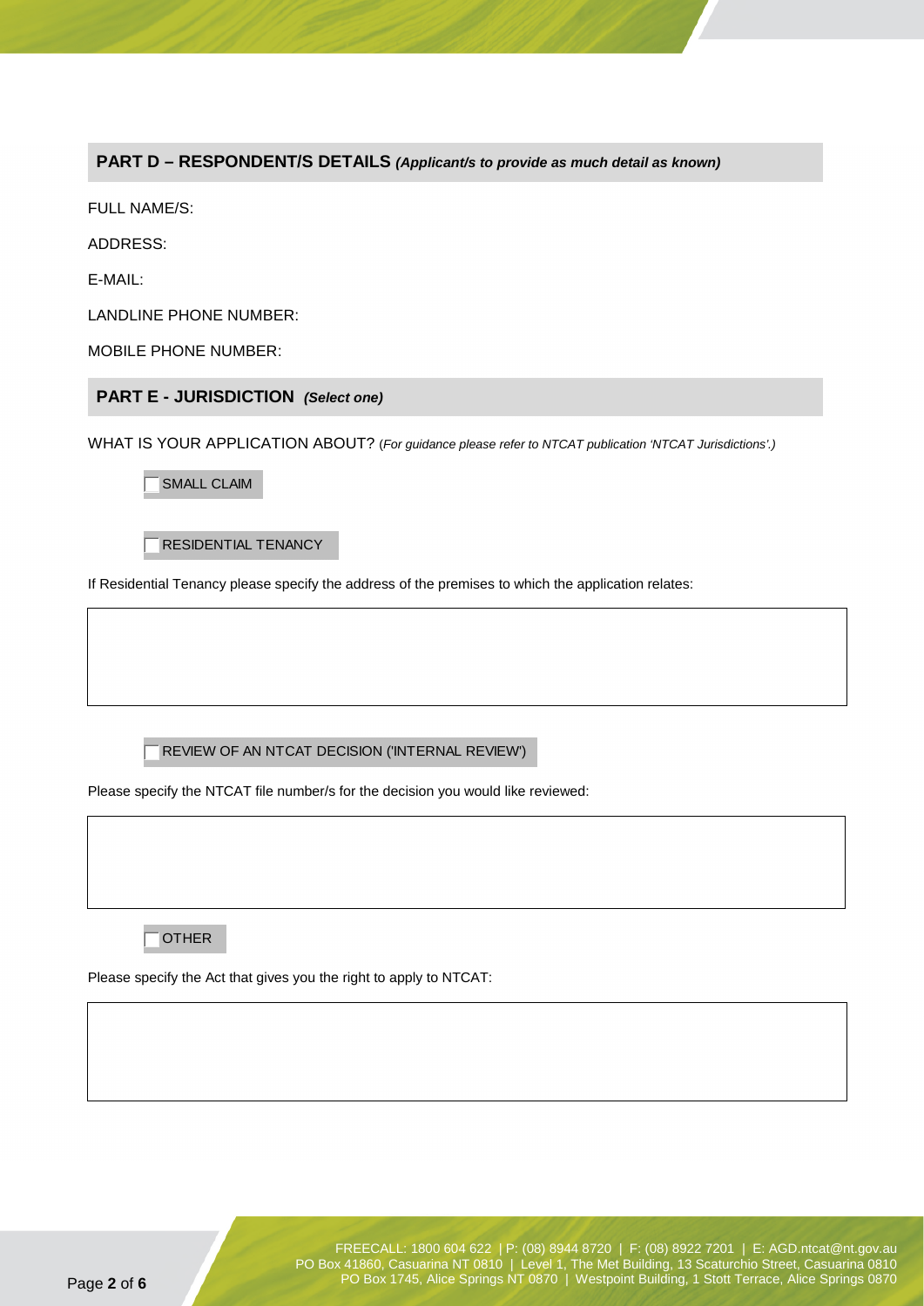## PART D – RESPONDENT/S DETAILS *(Applicant/s to provide as much detail as known)*

FULL NAME/S:

ADDRESS:

E-MAIL:

LANDLINE PHONE NUMBER:

MOBILE PHONE NUMBER:

## PART E - JURISDICTION *(Select one)*

WHAT IS YOUR APPLICATION ABOUT? (*For guidance please refer to NTCAT publication 'NTCAT Jurisdictions'.)*

☐ SMALL CLAIM

☐ RESIDENTIAL TENANCY

If Residential Tenancy please specify the address of the premises to which the application relates:

☐ REVIEW OF AN NTCAT DECISION ('INTERNAL REVIEW')

Please specify the NTCAT file number/s for the decision you would like reviewed:

☐ OTHER

Please specify the Act that gives you the right to apply to NTCAT:

FREECALL: 1800 604 622 | P: (08) 8944 8720 | F: (08) 8922 7201 | E: AGD.ntcat@nt.gov.au
PO Box 41860, Casuarina NT 0810 | Level 1, The Met Building, 13 Scaturchio Street, Casuarina 0810
PO Box 1745, Alice Springs NT 0870 | Westpoint Building, 1 Stott Terrace, Alice Springs 0870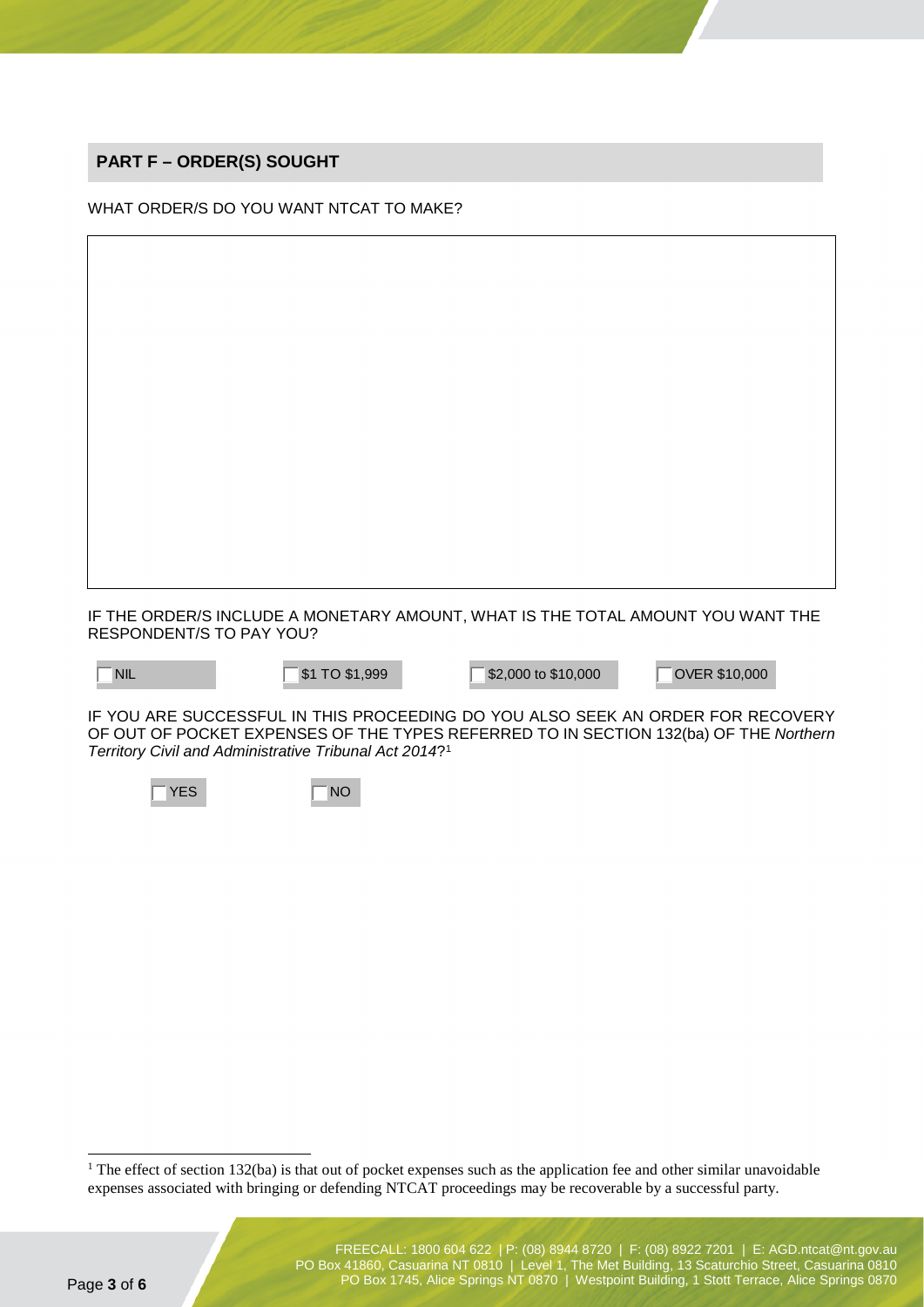## PART F – ORDER(S) SOUGHT

WHAT ORDER/S DO YOU WANT NTCAT TO MAKE?

IF THE ORDER/S INCLUDE A MONETARY AMOUNT, WHAT IS THE TOTAL AMOUNT YOU WANT THE RESPONDENT/S TO PAY YOU?

☐ NIL ☐ $1 TO $1,999 ☐ $2,000 to $10,000 ☐ OVER $10,000

IF YOU ARE SUCCESSFUL IN THIS PROCEEDING DO YOU ALSO SEEK AN ORDER FOR RECOVERY OF OUT OF POCKET EXPENSES OF THE TYPES REFERRED TO IN SECTION 132(ba) OF THE *Northern Territory Civil and Administrative Tribunal Act 2014*?[1]

☐ YES ☐ NO

[1] The effect of section 132(ba) is that out of pocket expenses such as the application fee and other similar unavoidable expenses associated with bringing or defending NTCAT proceedings may be recoverable by a successful party.

FREECALL: 1800 604 622 | P: (08) 8944 8720 | F: (08) 8922 7201 | E: AGD.ntcat@nt.gov.au
PO Box 41860, Casuarina NT 0810 | Level 1, The Met Building, 13 Scaturchio Street, Casuarina 0810
PO Box 1745, Alice Springs NT 0870 | Westpoint Building, 1 Stott Terrace, Alice Springs 0870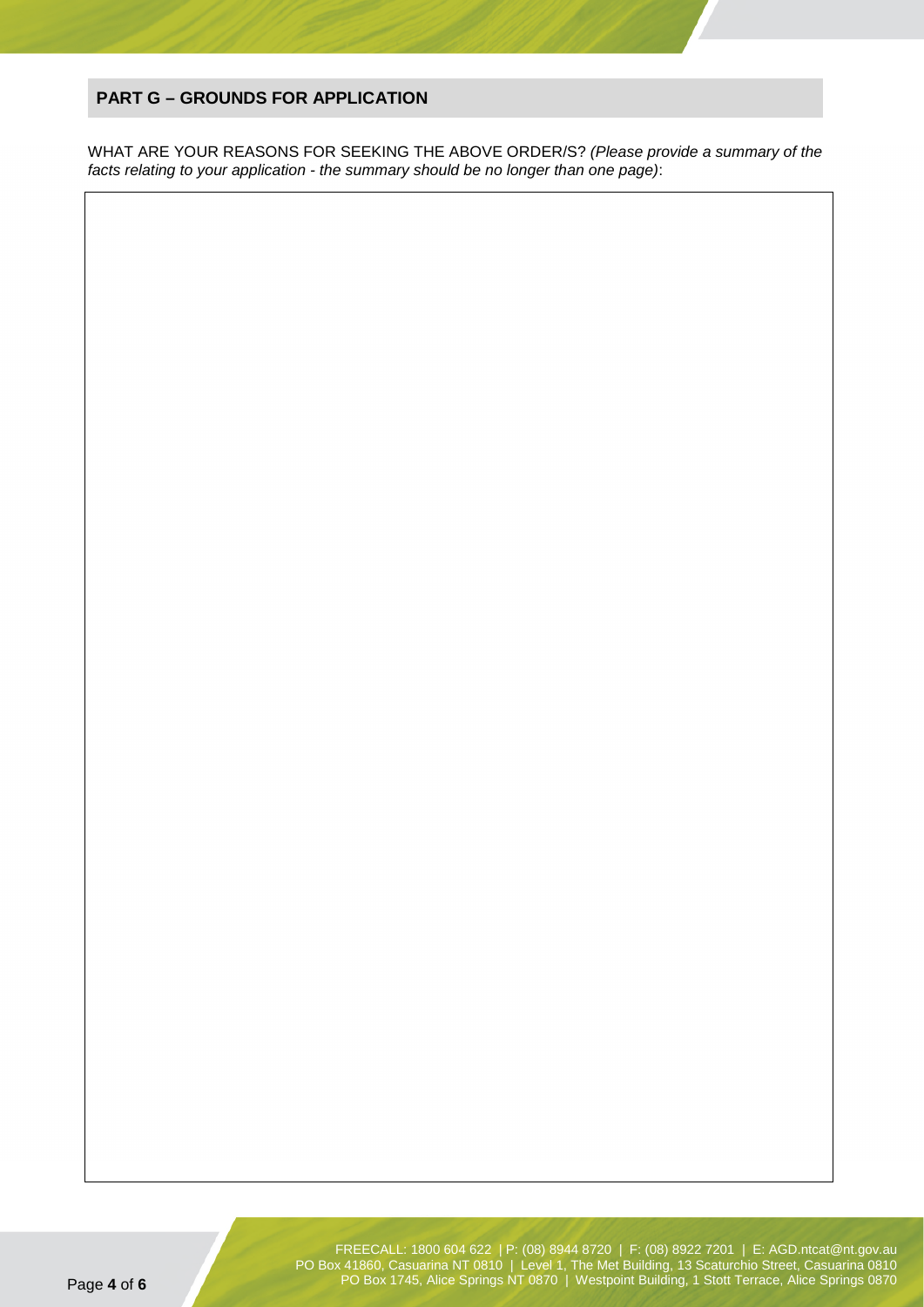## PART G – GROUNDS FOR APPLICATION

WHAT ARE YOUR REASONS FOR SEEKING THE ABOVE ORDER/S? *(Please provide a summary of the facts relating to your application - the summary should be no longer than one page)*:

FREECALL: 1800 604 622 | P: (08) 8944 8720 | F: (08) 8922 7201 | E: AGD.ntcat@nt.gov.au
PO Box 41860, Casuarina NT 0810 | Level 1, The Met Building, 13 Scaturchio Street, Casuarina 0810
PO Box 1745, Alice Springs NT 0870 | Westpoint Building, 1 Stott Terrace, Alice Springs 0870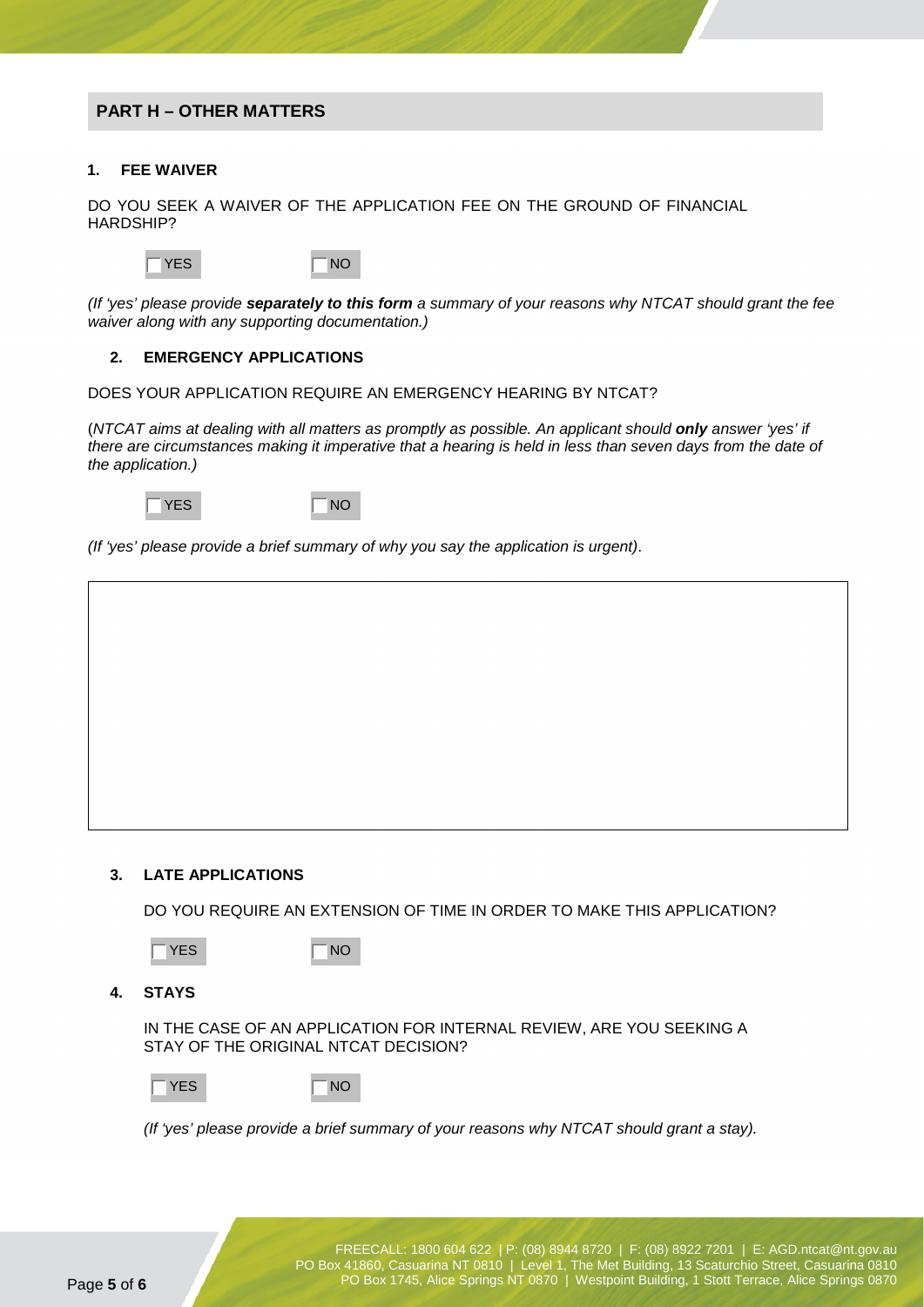## PART H – OTHER MATTERS

### 1. FEE WAIVER

DO YOU SEEK A WAIVER OF THE APPLICATION FEE ON THE GROUND OF FINANCIAL HARDSHIP?

☐ YES ☐ NO

*(If 'yes' please provide **separately to this form** a summary of your reasons why NTCAT should grant the fee waiver along with any supporting documentation.)*

### 2. EMERGENCY APPLICATIONS

DOES YOUR APPLICATION REQUIRE AN EMERGENCY HEARING BY NTCAT?

(*NTCAT aims at dealing with all matters as promptly as possible. An applicant should **only** answer 'yes' if there are circumstances making it imperative that a hearing is held in less than seven days from the date of the application.)*

☐ YES ☐ NO

*(If 'yes' please provide a brief summary of why you say the application is urgent)*.

### 3. LATE APPLICATIONS

DO YOU REQUIRE AN EXTENSION OF TIME IN ORDER TO MAKE THIS APPLICATION?

☐ YES ☐ NO

### 4. STAYS

IN THE CASE OF AN APPLICATION FOR INTERNAL REVIEW, ARE YOU SEEKING A STAY OF THE ORIGINAL NTCAT DECISION?

☐ YES ☐ NO

*(If 'yes' please provide a brief summary of your reasons why NTCAT should grant a stay).*

FREECALL: 1800 604 622 | P: (08) 8944 8720 | F: (08) 8922 7201 | E: AGD.ntcat@nt.gov.au
PO Box 41860, Casuarina NT 0810 | Level 1, The Met Building, 13 Scaturchio Street, Casuarina 0810
PO Box 1745, Alice Springs NT 0870 | Westpoint Building, 1 Stott Terrace, Alice Springs 0870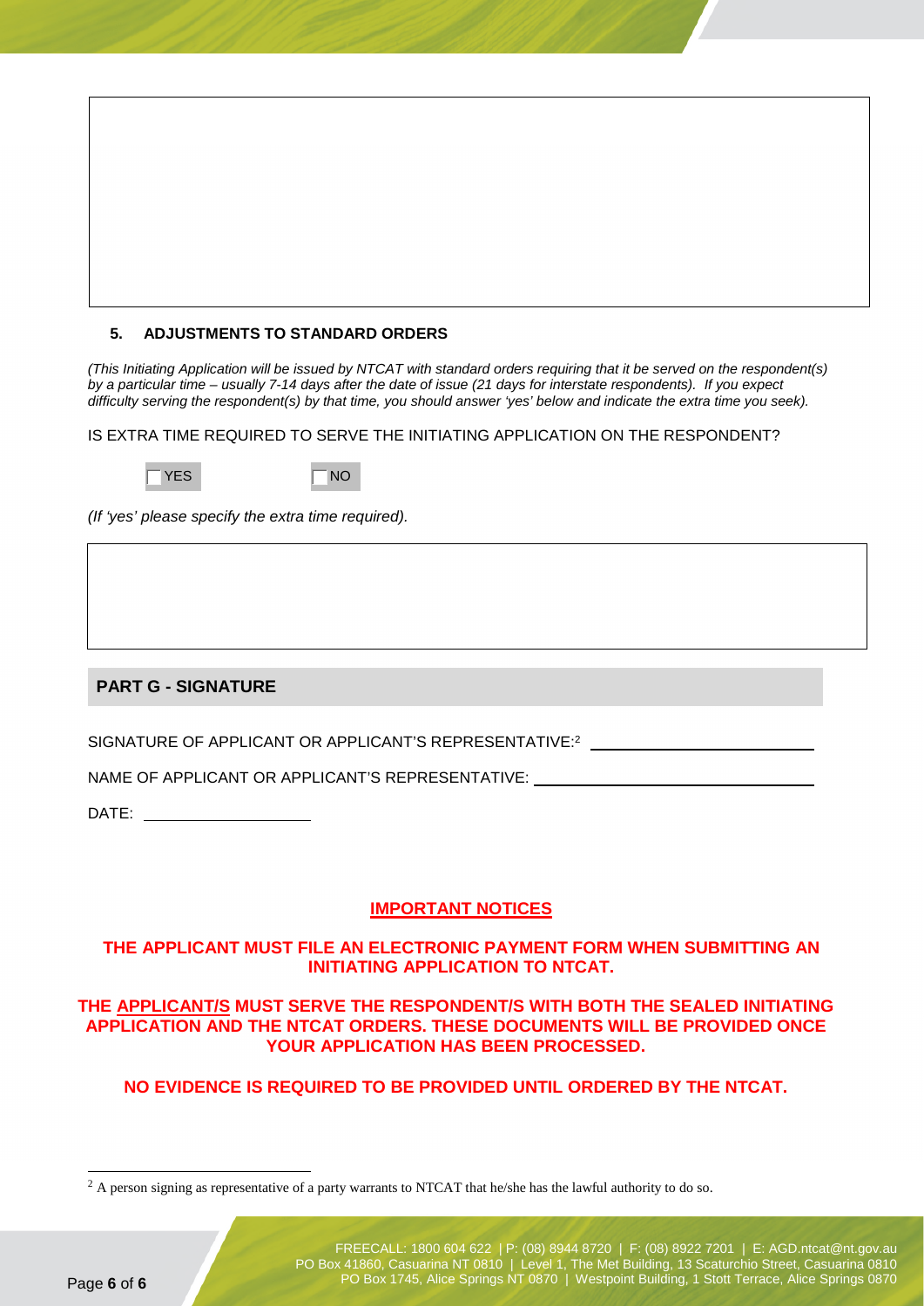### 5. ADJUSTMENTS TO STANDARD ORDERS

*(This Initiating Application will be issued by NTCAT with standard orders requiring that it be served on the respondent(s) by a particular time – usually 7-14 days after the date of issue (21 days for interstate respondents). If you expect difficulty serving the respondent(s) by that time, you should answer 'yes' below and indicate the extra time you seek).*

IS EXTRA TIME REQUIRED TO SERVE THE INITIATING APPLICATION ON THE RESPONDENT?

☐ YES ☐ NO

*(If 'yes' please specify the extra time required).*

## PART G - SIGNATURE

SIGNATURE OF APPLICANT OR APPLICANT'S REPRESENTATIVE:[2] ______________________

NAME OF APPLICANT OR APPLICANT'S REPRESENTATIVE: ______________________

DATE: ______________

**IMPORTANT NOTICES**

**THE APPLICANT MUST FILE AN ELECTRONIC PAYMENT FORM WHEN SUBMITTING AN INITIATING APPLICATION TO NTCAT.**

**THE APPLICANT/S MUST SERVE THE RESPONDENT/S WITH BOTH THE SEALED INITIATING APPLICATION AND THE NTCAT ORDERS. THESE DOCUMENTS WILL BE PROVIDED ONCE YOUR APPLICATION HAS BEEN PROCESSED.**

**NO EVIDENCE IS REQUIRED TO BE PROVIDED UNTIL ORDERED BY THE NTCAT.**

[2] A person signing as representative of a party warrants to NTCAT that he/she has the lawful authority to do so.